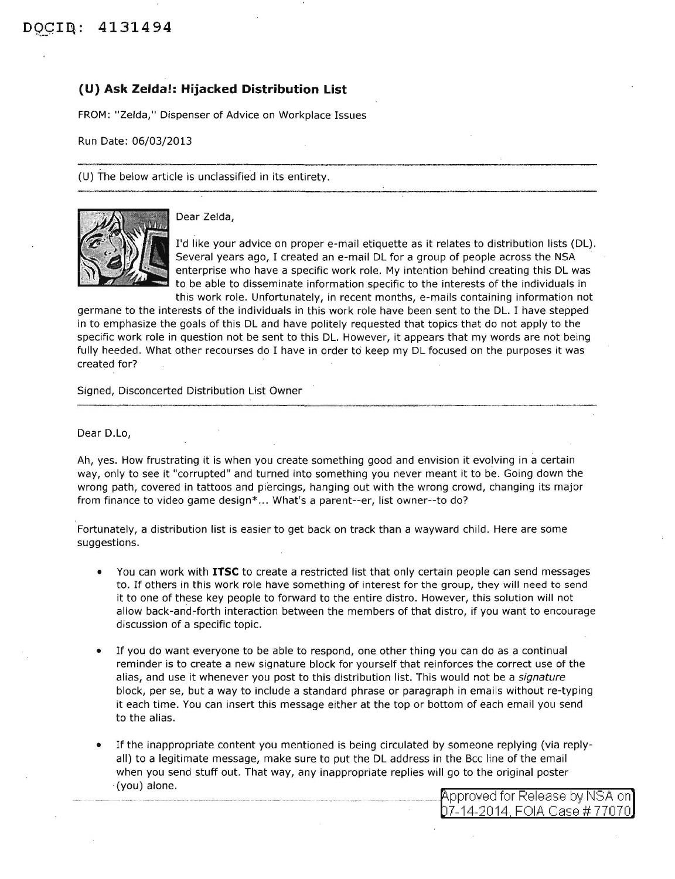DOCID: 4131494

## (U) Ask Zelda!: Hijacked Distribution List

FROM: "Zelda," Dispenser of Advice on Workplace Issues

Run Date: 06/03/2013

---

(U) The below article is unclassified in its entirety.

---

Dear Zelda,

I'd like your advice on proper e-mail etiquette as it relates to distribution lists (DL). Several years ago, I created an e-mail DL for a group of people across the NSA enterprise who have a specific work role. My intention behind creating this DL was to be able to disseminate information specific to the interests of the individuals in this work role. Unfortunately, in recent months, e-mails containing information not germane to the interests of the individuals in this work role have been sent to the DL. I have stepped in to emphasize the goals of this DL and have politely requested that topics that do not apply to the specific work role in question not be sent to this DL. However, it appears that my words are not being fully heeded. What other recourses do I have in order to keep my DL focused on the purposes it was created for?

Signed, Disconcerted Distribution List Owner

---

Dear D.Lo,

Ah, yes. How frustrating it is when you create something good and envision it evolving in a certain way, only to see it "corrupted" and turned into something you never meant it to be. Going down the wrong path, covered in tattoos and piercings, hanging out with the wrong crowd, changing its major from finance to video game design*... What's a parent--er, list owner--to do?

Fortunately, a distribution list is easier to get back on track than a wayward child. Here are some suggestions.

- You can work with **ITSC** to create a restricted list that only certain people can send messages to. If others in this work role have something of interest for the group, they will need to send it to one of these key people to forward to the entire distro. However, this solution will not allow back-and-forth interaction between the members of that distro, if you want to encourage discussion of a specific topic.

- If you do want everyone to be able to respond, one other thing you can do as a continual reminder is to create a new signature block for yourself that reinforces the correct use of the alias, and use it whenever you post to this distribution list. This would not be a *signature* block, per se, but a way to include a standard phrase or paragraph in emails without re-typing it each time. You can insert this message either at the top or bottom of each email you send to the alias.

- If the inappropriate content you mentioned is being circulated by someone replying (via reply-all) to a legitimate message, make sure to put the DL address in the Bcc line of the email when you send stuff out. That way, any inappropriate replies will go to the original poster (you) alone.

Approved for Release by NSA on 07-14-2014, FOIA Case # 77070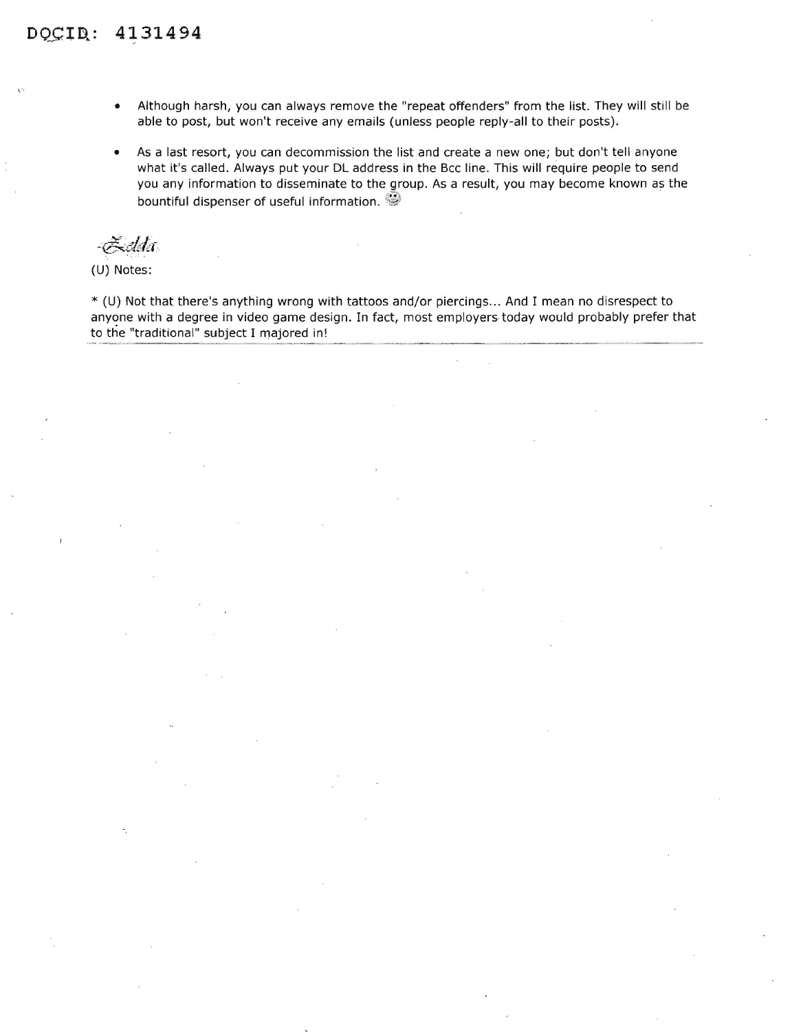- Although harsh, you can always remove the "repeat offenders" from the list. They will still be able to post, but won't receive any emails (unless people reply-all to their posts).
- As a last resort, you can decommission the list and create a new one; but don't tell anyone what it's called. Always put your DL address in the Bcc line. This will require people to send you any information to disseminate to the group. As a result, you may become known as the bountiful dispenser of useful information. ☺

-Zelda

(U) Notes:

* (U) Not that there's anything wrong with tattoos and/or piercings... And I mean no disrespect to anyone with a degree in video game design. In fact, most employers today would probably prefer that to the "traditional" subject I majored in!